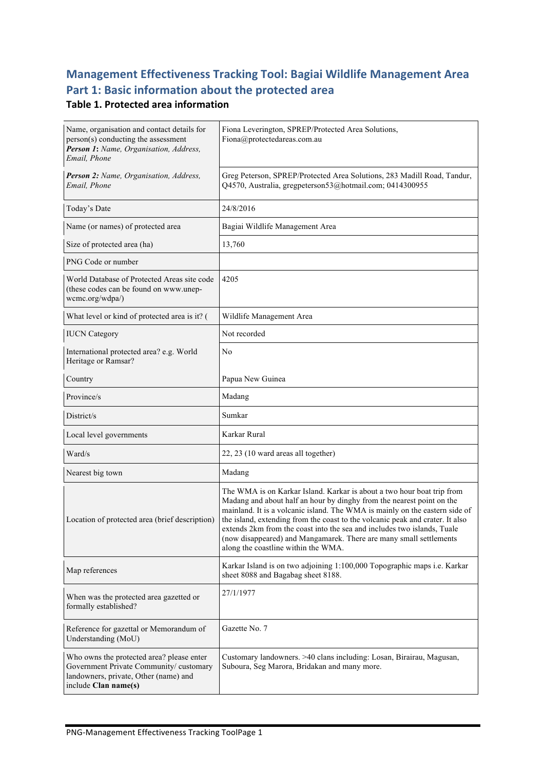# Management Effectiveness Tracking Tool: Bagiai Wildlife Management Area

## Part 1: Basic information about the protected area

### Table 1. Protected area information

| | |
|---|---|
| Name, organisation and contact details for person(s) conducting the assessment<br>***Person 1**: Name, Organisation, Address, Email, Phone* | Fiona Leverington, SPREP/Protected Area Solutions, Fiona@protectedareas.com.au |
| ***Person 2:** Name, Organisation, Address, Email, Phone* | Greg Peterson, SPREP/Protected Area Solutions, 283 Madill Road, Tandur, Q4570, Australia, gregpeterson53@hotmail.com; 0414300955 |
| Today's Date | 24/8/2016 |
| Name (or names) of protected area | Bagiai Wildlife Management Area |
| Size of protected area (ha) | 13,760 |
| PNG Code or number | |
| World Database of Protected Areas site code (these codes can be found on www.unep-wcmc.org/wdpa/) | 4205 |
| What level or kind of protected area is it? ( | Wildlife Management Area |
| IUCN Category | Not recorded |
| International protected area? e.g. World Heritage or Ramsar? | No |
| Country | Papua New Guinea |
| Province/s | Madang |
| District/s | Sumkar |
| Local level governments | Karkar Rural |
| Ward/s | 22, 23 (10 ward areas all together) |
| Nearest big town | Madang |
| Location of protected area (brief description) | The WMA is on Karkar Island. Karkar is about a two hour boat trip from Madang and about half an hour by dinghy from the nearest point on the mainland. It is a volcanic island. The WMA is mainly on the eastern side of the island, extending from the coast to the volcanic peak and crater. It also extends 2km from the coast into the sea and includes two islands, Tuale (now disappeared) and Mangamarek. There are many small settlements along the coastline within the WMA. |
| Map references | Karkar Island is on two adjoining 1:100,000 Topographic maps i.e. Karkar sheet 8088 and Bagabag sheet 8188. |
| When was the protected area gazetted or formally established? | 27/1/1977 |
| Reference for gazettal or Memorandum of Understanding (MoU) | Gazette No. 7 |
| Who owns the protected area? please enter Government Private Community/ customary landowners, private, Other (name) and include **Clan name(s)** | Customary landowners. >40 clans including: Losan, Birairau, Magusan, Suboura, Seg Marora, Bridakan and many more. |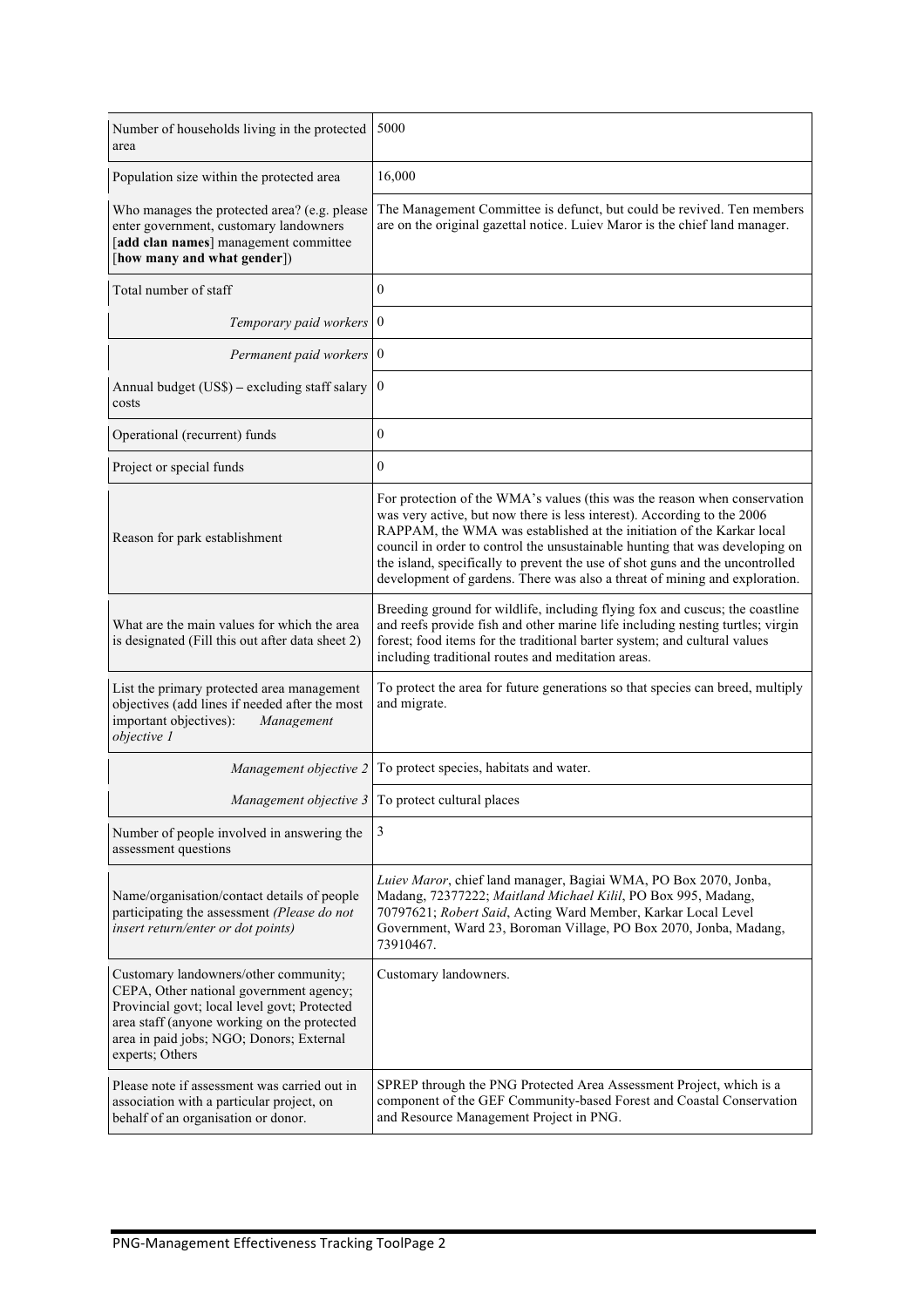| | |
|---|---|
| Number of households living in the protected area | 5000 |
| Population size within the protected area | 16,000 |
| Who manages the protected area? (e.g. please enter government, customary landowners [**add clan names**] management committee [**how many and what gender**]) | The Management Committee is defunct, but could be revived. Ten members are on the original gazettal notice. Luiev Maror is the chief land manager. |
| Total number of staff | 0 |
| *Temporary paid workers* | 0 |
| *Permanent paid workers* | 0 |
| Annual budget (US$) – excluding staff salary costs | 0 |
| Operational (recurrent) funds | 0 |
| Project or special funds | 0 |
| Reason for park establishment | For protection of the WMA's values (this was the reason when conservation was very active, but now there is less interest). According to the 2006 RAPPAM, the WMA was established at the initiation of the Karkar local council in order to control the unsustainable hunting that was developing on the island, specifically to prevent the use of shot guns and the uncontrolled development of gardens. There was also a threat of mining and exploration. |
| What are the main values for which the area is designated (Fill this out after data sheet 2) | Breeding ground for wildlife, including flying fox and cuscus; the coastline and reefs provide fish and other marine life including nesting turtles; virgin forest; food items for the traditional barter system; and cultural values including traditional routes and meditation areas. |
| List the primary protected area management objectives (add lines if needed after the most important objectives): *Management objective 1* | To protect the area for future generations so that species can breed, multiply and migrate. |
| *Management objective 2* | To protect species, habitats and water. |
| *Management objective 3* | To protect cultural places |
| Number of people involved in answering the assessment questions | 3 |
| Name/organisation/contact details of people participating the assessment *(Please do not insert return/enter or dot points)* | *Luiev Maror*, chief land manager, Bagiai WMA, PO Box 2070, Jonba, Madang, 72377222; *Maitland Michael Kilil*, PO Box 995, Madang, 70797621; *Robert Said*, Acting Ward Member, Karkar Local Level Government, Ward 23, Boroman Village, PO Box 2070, Jonba, Madang, 73910467. |
| Customary landowners/other community; CEPA, Other national government agency; Provincial govt; local level govt; Protected area staff (anyone working on the protected area in paid jobs; NGO; Donors; External experts; Others | Customary landowners. |
| Please note if assessment was carried out in association with a particular project, on behalf of an organisation or donor. | SPREP through the PNG Protected Area Assessment Project, which is a component of the GEF Community-based Forest and Coastal Conservation and Resource Management Project in PNG. |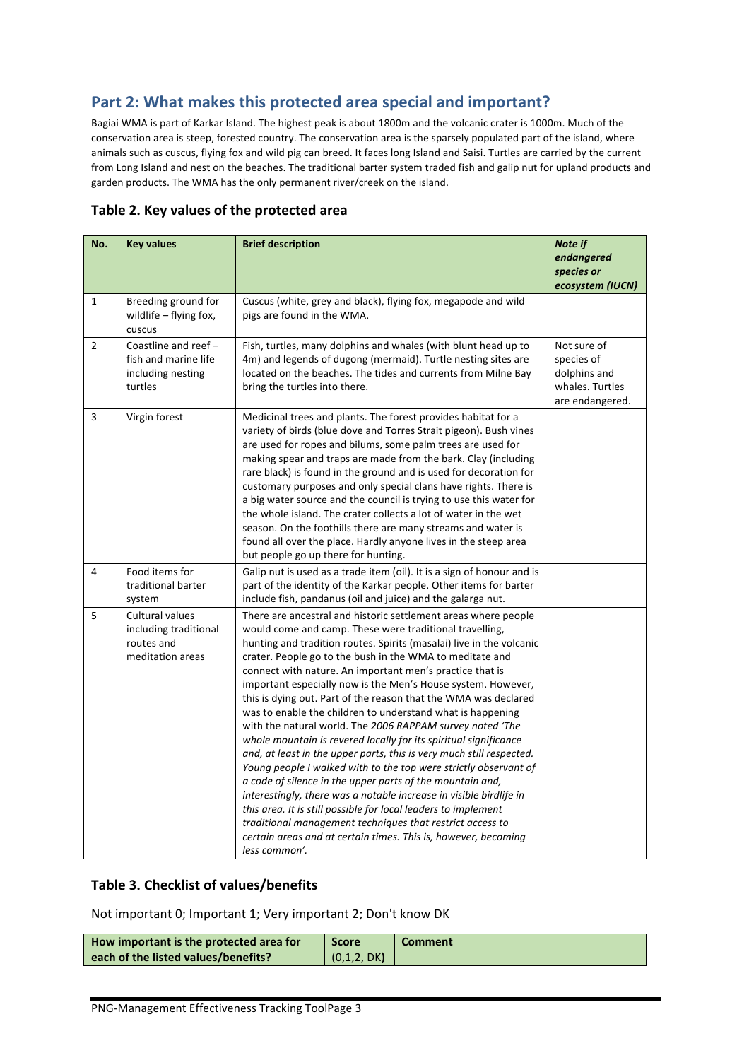## Part 2: What makes this protected area special and important?

Bagiai WMA is part of Karkar Island. The highest peak is about 1800m and the volcanic crater is 1000m. Much of the conservation area is steep, forested country. The conservation area is the sparsely populated part of the island, where animals such as cuscus, flying fox and wild pig can breed. It faces long Island and Saisi. Turtles are carried by the current from Long Island and nest on the beaches. The traditional barter system traded fish and galip nut for upland products and garden products. The WMA has the only permanent river/creek on the island.

### Table 2. Key values of the protected area

| No. | Key values | Brief description | *Note if endangered species or ecosystem (IUCN)* |
|---|---|---|---|
| 1 | Breeding ground for wildlife – flying fox, cuscus | Cuscus (white, grey and black), flying fox, megapode and wild pigs are found in the WMA. | |
| 2 | Coastline and reef – fish and marine life including nesting turtles | Fish, turtles, many dolphins and whales (with blunt head up to 4m) and legends of dugong (mermaid). Turtle nesting sites are located on the beaches. The tides and currents from Milne Bay bring the turtles into there. | Not sure of species of dolphins and whales. Turtles are endangered. |
| 3 | Virgin forest | Medicinal trees and plants. The forest provides habitat for a variety of birds (blue dove and Torres Strait pigeon). Bush vines are used for ropes and bilums, some palm trees are used for making spear and traps are made from the bark. Clay (including rare black) is found in the ground and is used for decoration for customary purposes and only special clans have rights. There is a big water source and the council is trying to use this water for the whole island. The crater collects a lot of water in the wet season. On the foothills there are many streams and water is found all over the place. Hardly anyone lives in the steep area but people go up there for hunting. | |
| 4 | Food items for traditional barter system | Galip nut is used as a trade item (oil). It is a sign of honour and is part of the identity of the Karkar people. Other items for barter include fish, pandanus (oil and juice) and the galarga nut. | |
| 5 | Cultural values including traditional routes and meditation areas | There are ancestral and historic settlement areas where people would come and camp. These were traditional travelling, hunting and tradition routes. Spirits (masalai) live in the volcanic crater. People go to the bush in the WMA to meditate and connect with nature. An important men's practice that is important especially now is the Men's House system. However, this is dying out. Part of the reason that the WMA was declared was to enable the children to understand what is happening with the natural world. The *2006 RAPPAM survey noted 'The whole mountain is revered locally for its spiritual significance and, at least in the upper parts, this is very much still respected. Young people I walked with to the top were strictly observant of a code of silence in the upper parts of the mountain and, interestingly, there was a notable increase in visible birdlife in this area. It is still possible for local leaders to implement traditional management techniques that restrict access to certain areas and at certain times. This is, however, becoming less common'.* | |

### Table 3. Checklist of values/benefits

Not important 0; Important 1; Very important 2; Don't know DK

| How important is the protected area for each of the listed values/benefits? | Score (0,1,2, DK) | Comment |
|---|---|---|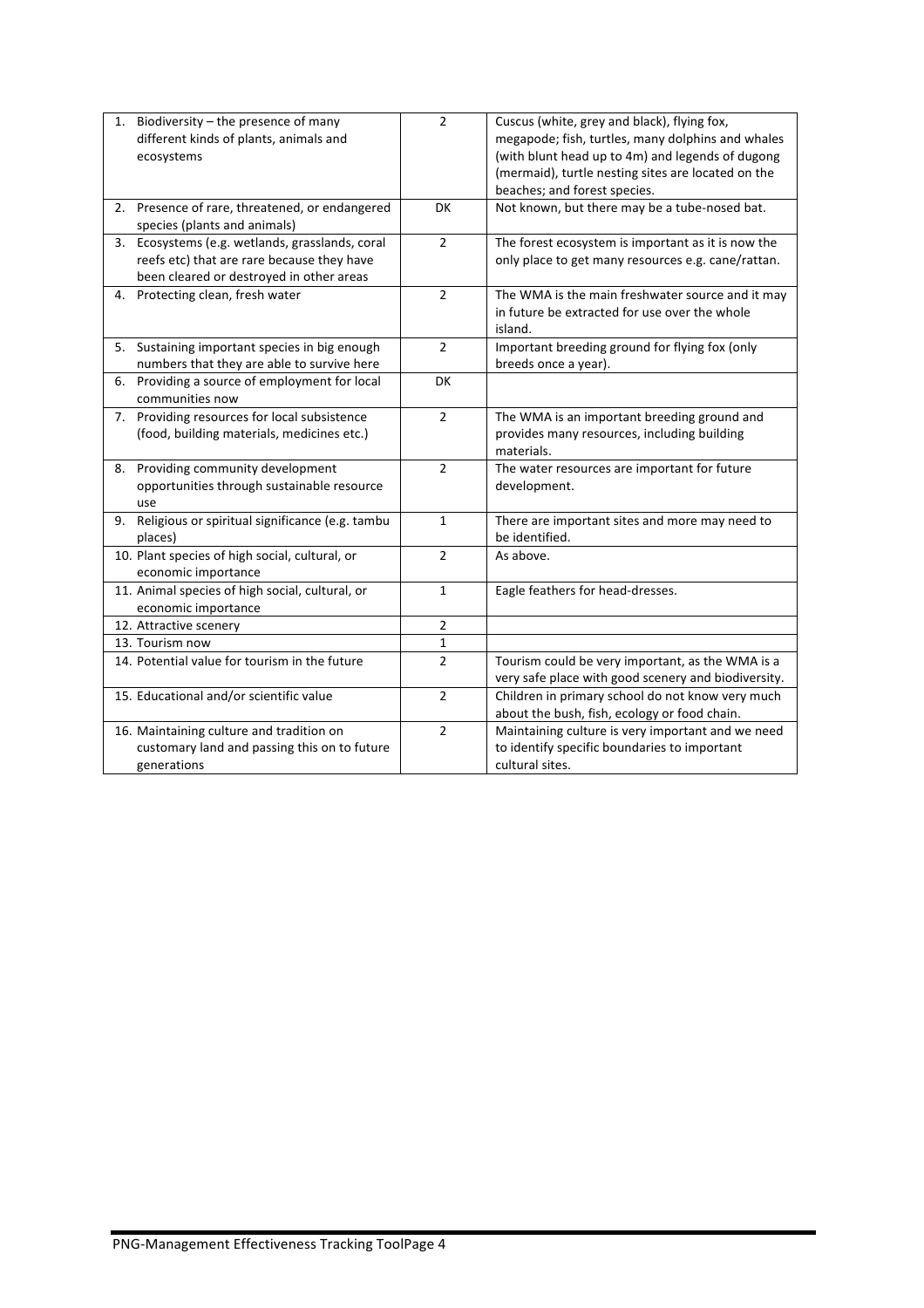| | | |
|---|---|---|
| 1. Biodiversity – the presence of many different kinds of plants, animals and ecosystems | 2 | Cuscus (white, grey and black), flying fox, megapode; fish, turtles, many dolphins and whales (with blunt head up to 4m) and legends of dugong (mermaid), turtle nesting sites are located on the beaches; and forest species. |
| 2. Presence of rare, threatened, or endangered species (plants and animals) | DK | Not known, but there may be a tube-nosed bat. |
| 3. Ecosystems (e.g. wetlands, grasslands, coral reefs etc) that are rare because they have been cleared or destroyed in other areas | 2 | The forest ecosystem is important as it is now the only place to get many resources e.g. cane/rattan. |
| 4. Protecting clean, fresh water | 2 | The WMA is the main freshwater source and it may in future be extracted for use over the whole island. |
| 5. Sustaining important species in big enough numbers that they are able to survive here | 2 | Important breeding ground for flying fox (only breeds once a year). |
| 6. Providing a source of employment for local communities now | DK | |
| 7. Providing resources for local subsistence (food, building materials, medicines etc.) | 2 | The WMA is an important breeding ground and provides many resources, including building materials. |
| 8. Providing community development opportunities through sustainable resource use | 2 | The water resources are important for future development. |
| 9. Religious or spiritual significance (e.g. tambu places) | 1 | There are important sites and more may need to be identified. |
| 10. Plant species of high social, cultural, or economic importance | 2 | As above. |
| 11. Animal species of high social, cultural, or economic importance | 1 | Eagle feathers for head-dresses. |
| 12. Attractive scenery | 2 | |
| 13. Tourism now | 1 | |
| 14. Potential value for tourism in the future | 2 | Tourism could be very important, as the WMA is a very safe place with good scenery and biodiversity. |
| 15. Educational and/or scientific value | 2 | Children in primary school do not know very much about the bush, fish, ecology or food chain. |
| 16. Maintaining culture and tradition on customary land and passing this on to future generations | 2 | Maintaining culture is very important and we need to identify specific boundaries to important cultural sites. |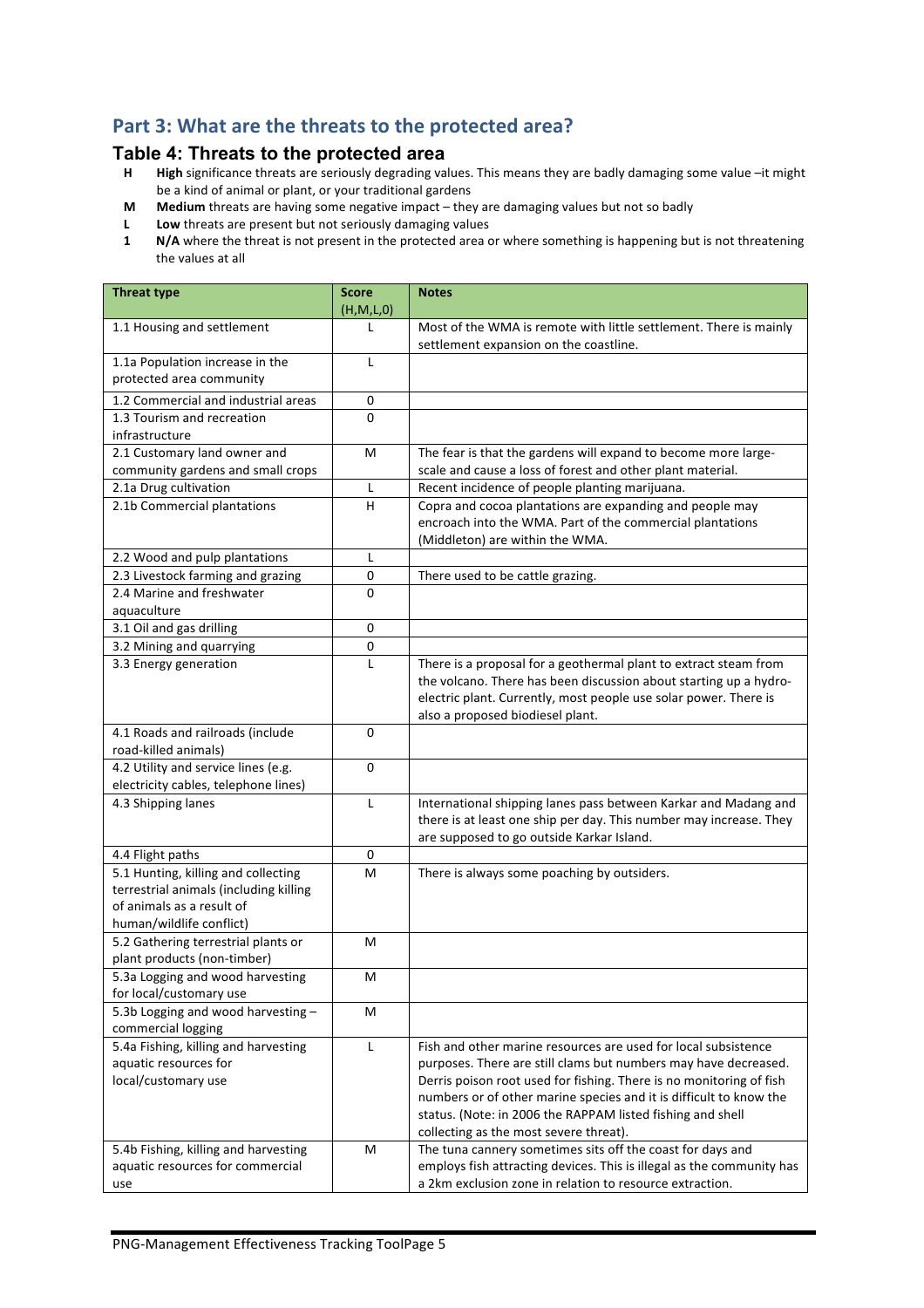## Part 3: What are the threats to the protected area?

### Table 4: Threats to the protected area

- **H** **High** significance threats are seriously degrading values. This means they are badly damaging some value –it might be a kind of animal or plant, or your traditional gardens
- **M** **Medium** threats are having some negative impact – they are damaging values but not so badly
- **L** **Low** threats are present but not seriously damaging values
- **1** **N/A** where the threat is not present in the protected area or where something is happening but is not threatening the values at all

| Threat type | Score (H,M,L,0) | Notes |
|---|---|---|
| 1.1 Housing and settlement | L | Most of the WMA is remote with little settlement. There is mainly settlement expansion on the coastline. |
| 1.1a Population increase in the protected area community | L | |
| 1.2 Commercial and industrial areas | 0 | |
| 1.3 Tourism and recreation infrastructure | 0 | |
| 2.1 Customary land owner and community gardens and small crops | M | The fear is that the gardens will expand to become more large-scale and cause a loss of forest and other plant material. |
| 2.1a Drug cultivation | L | Recent incidence of people planting marijuana. |
| 2.1b Commercial plantations | H | Copra and cocoa plantations are expanding and people may encroach into the WMA. Part of the commercial plantations (Middleton) are within the WMA. |
| 2.2 Wood and pulp plantations | L | |
| 2.3 Livestock farming and grazing | 0 | There used to be cattle grazing. |
| 2.4 Marine and freshwater aquaculture | 0 | |
| 3.1 Oil and gas drilling | 0 | |
| 3.2 Mining and quarrying | 0 | |
| 3.3 Energy generation | L | There is a proposal for a geothermal plant to extract steam from the volcano. There has been discussion about starting up a hydro-electric plant. Currently, most people use solar power. There is also a proposed biodiesel plant. |
| 4.1 Roads and railroads (include road-killed animals) | 0 | |
| 4.2 Utility and service lines (e.g. electricity cables, telephone lines) | 0 | |
| 4.3 Shipping lanes | L | International shipping lanes pass between Karkar and Madang and there is at least one ship per day. This number may increase. They are supposed to go outside Karkar Island. |
| 4.4 Flight paths | 0 | |
| 5.1 Hunting, killing and collecting terrestrial animals (including killing of animals as a result of human/wildlife conflict) | M | There is always some poaching by outsiders. |
| 5.2 Gathering terrestrial plants or plant products (non-timber) | M | |
| 5.3a Logging and wood harvesting for local/customary use | M | |
| 5.3b Logging and wood harvesting – commercial logging | M | |
| 5.4a Fishing, killing and harvesting aquatic resources for local/customary use | L | Fish and other marine resources are used for local subsistence purposes. There are still clams but numbers may have decreased. Derris poison root used for fishing. There is no monitoring of fish numbers or of other marine species and it is difficult to know the status. (Note: in 2006 the RAPPAM listed fishing and shell collecting as the most severe threat). |
| 5.4b Fishing, killing and harvesting aquatic resources for commercial use | M | The tuna cannery sometimes sits off the coast for days and employs fish attracting devices. This is illegal as the community has a 2km exclusion zone in relation to resource extraction. |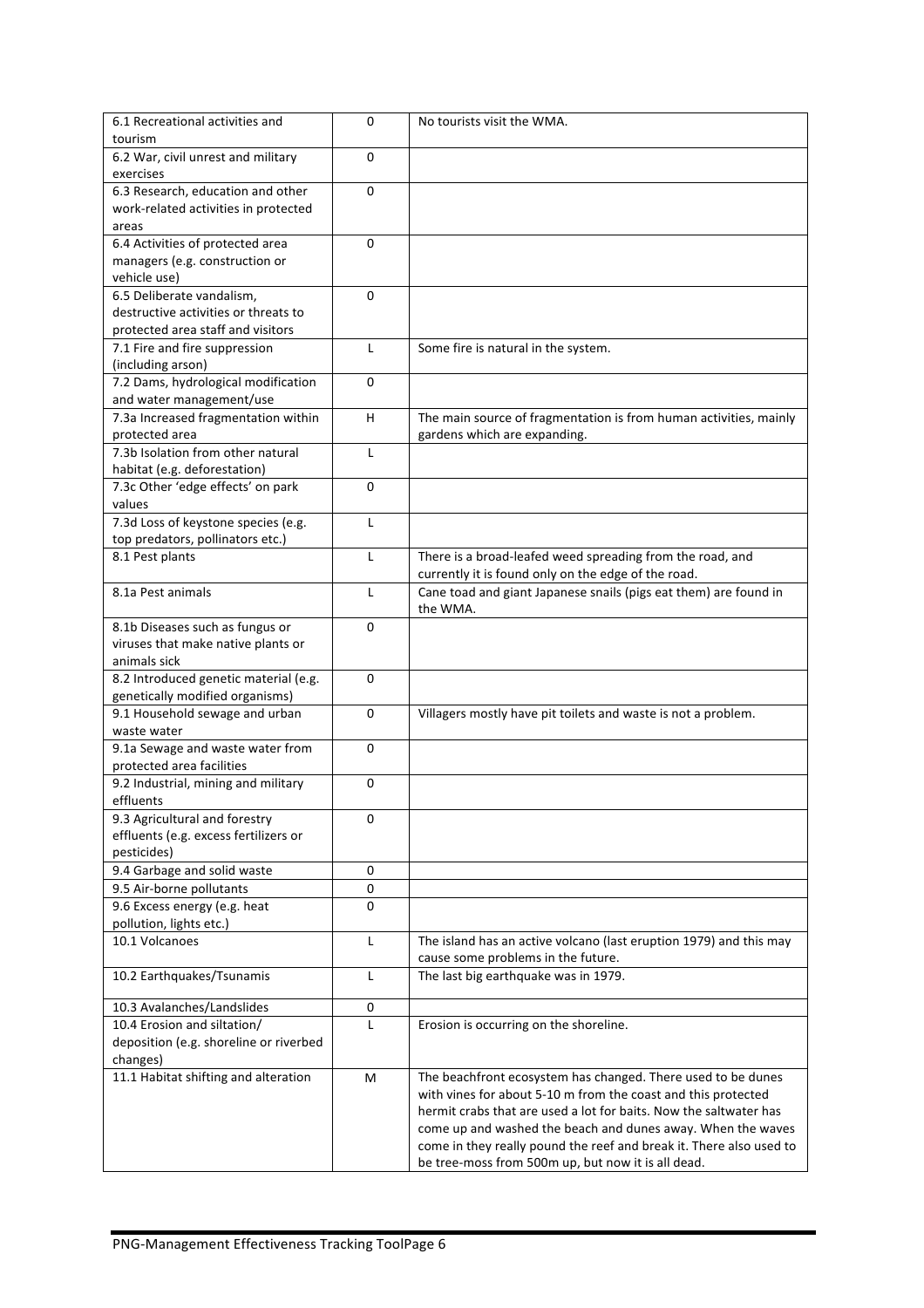| | | |
|---|---|---|
| 6.1 Recreational activities and tourism | 0 | No tourists visit the WMA. |
| 6.2 War, civil unrest and military exercises | 0 | |
| 6.3 Research, education and other work-related activities in protected areas | 0 | |
| 6.4 Activities of protected area managers (e.g. construction or vehicle use) | 0 | |
| 6.5 Deliberate vandalism, destructive activities or threats to protected area staff and visitors | 0 | |
| 7.1 Fire and fire suppression (including arson) | L | Some fire is natural in the system. |
| 7.2 Dams, hydrological modification and water management/use | 0 | |
| 7.3a Increased fragmentation within protected area | H | The main source of fragmentation is from human activities, mainly gardens which are expanding. |
| 7.3b Isolation from other natural habitat (e.g. deforestation) | L | |
| 7.3c Other 'edge effects' on park values | 0 | |
| 7.3d Loss of keystone species (e.g. top predators, pollinators etc.) | L | |
| 8.1 Pest plants | L | There is a broad-leafed weed spreading from the road, and currently it is found only on the edge of the road. |
| 8.1a Pest animals | L | Cane toad and giant Japanese snails (pigs eat them) are found in the WMA. |
| 8.1b Diseases such as fungus or viruses that make native plants or animals sick | 0 | |
| 8.2 Introduced genetic material (e.g. genetically modified organisms) | 0 | |
| 9.1 Household sewage and urban waste water | 0 | Villagers mostly have pit toilets and waste is not a problem. |
| 9.1a Sewage and waste water from protected area facilities | 0 | |
| 9.2 Industrial, mining and military effluents | 0 | |
| 9.3 Agricultural and forestry effluents (e.g. excess fertilizers or pesticides) | 0 | |
| 9.4 Garbage and solid waste | 0 | |
| 9.5 Air-borne pollutants | 0 | |
| 9.6 Excess energy (e.g. heat pollution, lights etc.) | 0 | |
| 10.1 Volcanoes | L | The island has an active volcano (last eruption 1979) and this may cause some problems in the future. |
| 10.2 Earthquakes/Tsunamis | L | The last big earthquake was in 1979. |
| 10.3 Avalanches/Landslides | 0 | |
| 10.4 Erosion and siltation/ deposition (e.g. shoreline or riverbed changes) | L | Erosion is occurring on the shoreline. |
| 11.1 Habitat shifting and alteration | M | The beachfront ecosystem has changed. There used to be dunes with vines for about 5-10 m from the coast and this protected hermit crabs that are used a lot for baits. Now the saltwater has come up and washed the beach and dunes away. When the waves come in they really pound the reef and break it. There also used to be tree-moss from 500m up, but now it is all dead. |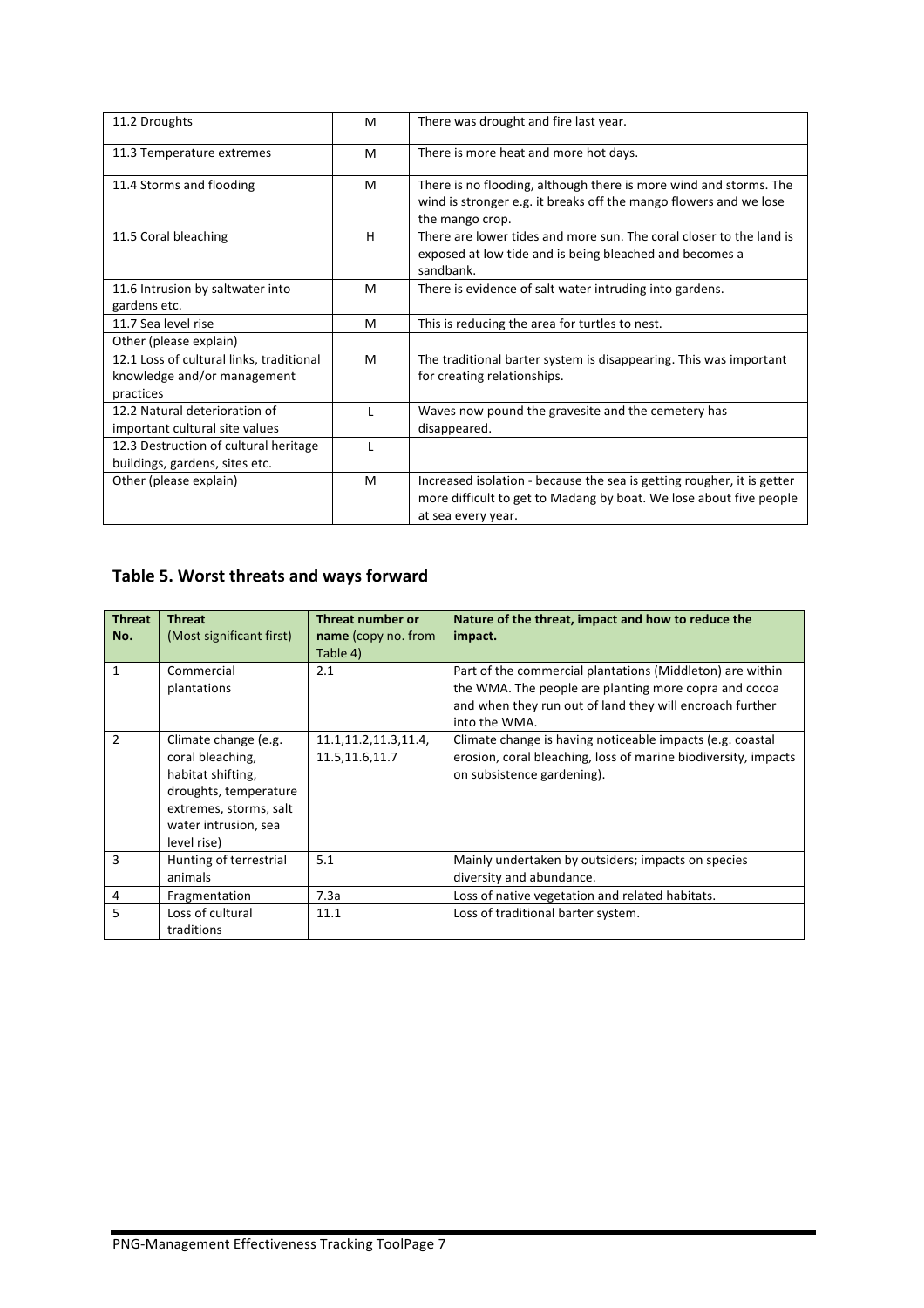| 11.2 Droughts | M | There was drought and fire last year. |
|---|---|---|
| 11.3 Temperature extremes | M | There is more heat and more hot days. |
| 11.4 Storms and flooding | M | There is no flooding, although there is more wind and storms. The wind is stronger e.g. it breaks off the mango flowers and we lose the mango crop. |
| 11.5 Coral bleaching | H | There are lower tides and more sun. The coral closer to the land is exposed at low tide and is being bleached and becomes a sandbank. |
| 11.6 Intrusion by saltwater into gardens etc. | M | There is evidence of salt water intruding into gardens. |
| 11.7 Sea level rise | M | This is reducing the area for turtles to nest. |
| Other (please explain) | | |
| 12.1 Loss of cultural links, traditional knowledge and/or management practices | M | The traditional barter system is disappearing. This was important for creating relationships. |
| 12.2 Natural deterioration of important cultural site values | L | Waves now pound the gravesite and the cemetery has disappeared. |
| 12.3 Destruction of cultural heritage buildings, gardens, sites etc. | L | |
| Other (please explain) | M | Increased isolation - because the sea is getting rougher, it is getter more difficult to get to Madang by boat. We lose about five people at sea every year. |

## Table 5. Worst threats and ways forward

| Threat No. | Threat (Most significant first) | Threat number or **name** (copy no. from Table 4) | Nature of the threat, impact and how to reduce the impact. |
|---|---|---|---|
| 1 | Commercial plantations | 2.1 | Part of the commercial plantations (Middleton) are within the WMA. The people are planting more copra and cocoa and when they run out of land they will encroach further into the WMA. |
| 2 | Climate change (e.g. coral bleaching, habitat shifting, droughts, temperature extremes, storms, salt water intrusion, sea level rise) | 11.1,11.2,11.3,11.4, 11.5,11.6,11.7 | Climate change is having noticeable impacts (e.g. coastal erosion, coral bleaching, loss of marine biodiversity, impacts on subsistence gardening). |
| 3 | Hunting of terrestrial animals | 5.1 | Mainly undertaken by outsiders; impacts on species diversity and abundance. |
| 4 | Fragmentation | 7.3a | Loss of native vegetation and related habitats. |
| 5 | Loss of cultural traditions | 11.1 | Loss of traditional barter system. |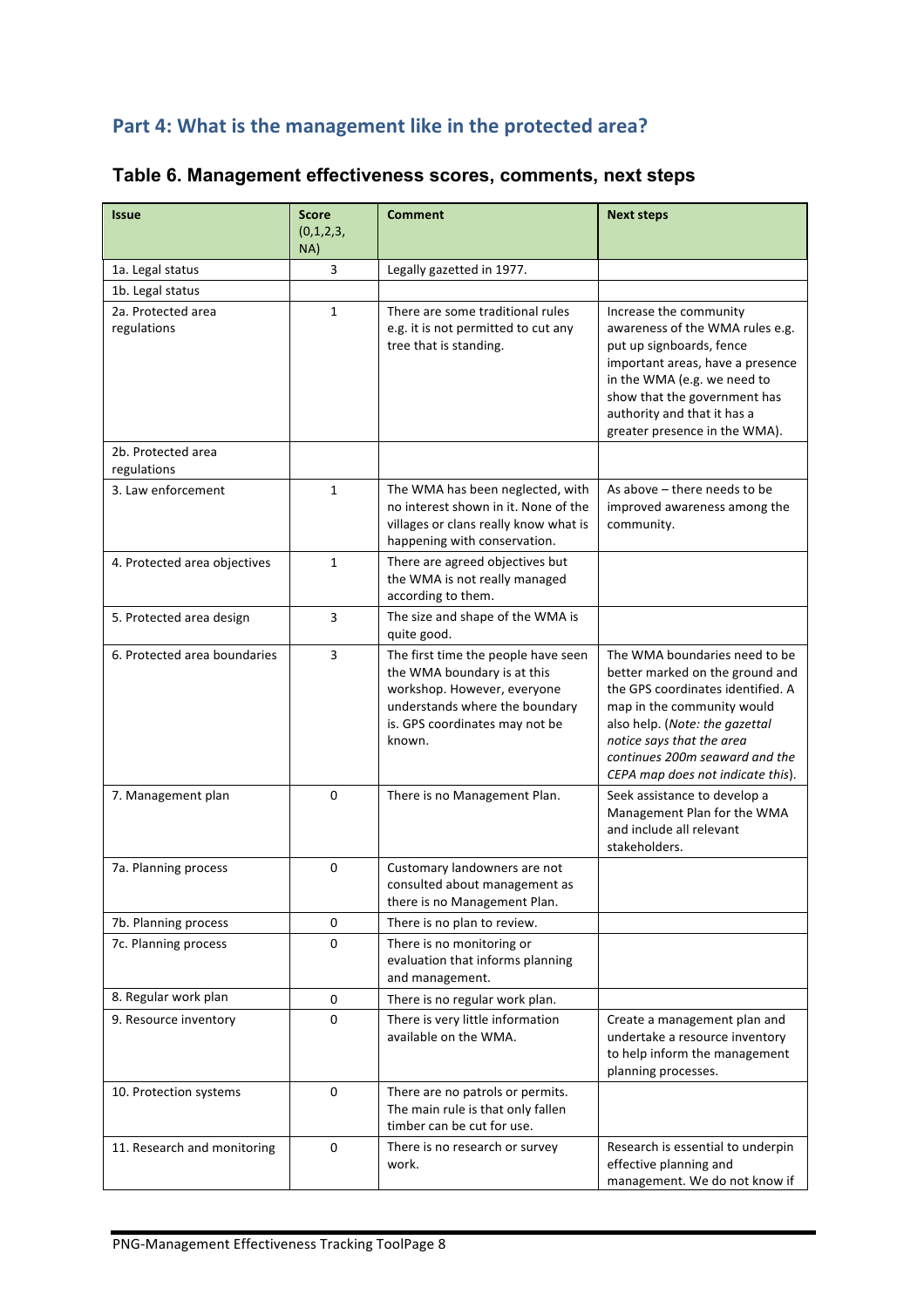## Part 4: What is the management like in the protected area?

### Table 6. Management effectiveness scores, comments, next steps

| Issue | Score (0,1,2,3, NA) | Comment | Next steps |
|---|---|---|---|
| 1a. Legal status | 3 | Legally gazetted in 1977. | |
| 1b. Legal status | | | |
| 2a. Protected area regulations | 1 | There are some traditional rules e.g. it is not permitted to cut any tree that is standing. | Increase the community awareness of the WMA rules e.g. put up signboards, fence important areas, have a presence in the WMA (e.g. we need to show that the government has authority and that it has a greater presence in the WMA). |
| 2b. Protected area regulations | | | |
| 3. Law enforcement | 1 | The WMA has been neglected, with no interest shown in it. None of the villages or clans really know what is happening with conservation. | As above – there needs to be improved awareness among the community. |
| 4. Protected area objectives | 1 | There are agreed objectives but the WMA is not really managed according to them. | |
| 5. Protected area design | 3 | The size and shape of the WMA is quite good. | |
| 6. Protected area boundaries | 3 | The first time the people have seen the WMA boundary is at this workshop. However, everyone understands where the boundary is. GPS coordinates may not be known. | The WMA boundaries need to be better marked on the ground and the GPS coordinates identified. A map in the community would also help. (*Note: the gazettal notice says that the area continues 200m seaward and the CEPA map does not indicate this*). |
| 7. Management plan | 0 | There is no Management Plan. | Seek assistance to develop a Management Plan for the WMA and include all relevant stakeholders. |
| 7a. Planning process | 0 | Customary landowners are not consulted about management as there is no Management Plan. | |
| 7b. Planning process | 0 | There is no plan to review. | |
| 7c. Planning process | 0 | There is no monitoring or evaluation that informs planning and management. | |
| 8. Regular work plan | 0 | There is no regular work plan. | |
| 9. Resource inventory | 0 | There is very little information available on the WMA. | Create a management plan and undertake a resource inventory to help inform the management planning processes. |
| 10. Protection systems | 0 | There are no patrols or permits. The main rule is that only fallen timber can be cut for use. | |
| 11. Research and monitoring | 0 | There is no research or survey work. | Research is essential to underpin effective planning and management. We do not know if |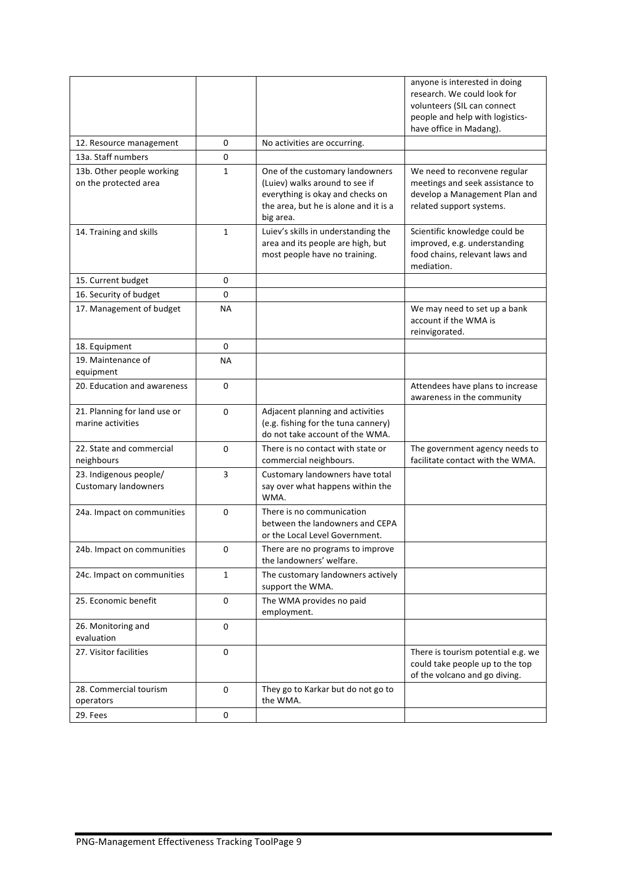| | | | |
|---|---|---|---|
| | | | anyone is interested in doing research. We could look for volunteers (SIL can connect people and help with logistics- have office in Madang). |
| 12. Resource management | 0 | No activities are occurring. | |
| 13a. Staff numbers | 0 | | |
| 13b. Other people working on the protected area | 1 | One of the customary landowners (Luiev) walks around to see if everything is okay and checks on the area, but he is alone and it is a big area. | We need to reconvene regular meetings and seek assistance to develop a Management Plan and related support systems. |
| 14. Training and skills | 1 | Luiev's skills in understanding the area and its people are high, but most people have no training. | Scientific knowledge could be improved, e.g. understanding food chains, relevant laws and mediation. |
| 15. Current budget | 0 | | |
| 16. Security of budget | 0 | | |
| 17. Management of budget | NA | | We may need to set up a bank account if the WMA is reinvigorated. |
| 18. Equipment | 0 | | |
| 19. Maintenance of equipment | NA | | |
| 20. Education and awareness | 0 | | Attendees have plans to increase awareness in the community |
| 21. Planning for land use or marine activities | 0 | Adjacent planning and activities (e.g. fishing for the tuna cannery) do not take account of the WMA. | |
| 22. State and commercial neighbours | 0 | There is no contact with state or commercial neighbours. | The government agency needs to facilitate contact with the WMA. |
| 23. Indigenous people/ Customary landowners | 3 | Customary landowners have total say over what happens within the WMA. | |
| 24a. Impact on communities | 0 | There is no communication between the landowners and CEPA or the Local Level Government. | |
| 24b. Impact on communities | 0 | There are no programs to improve the landowners' welfare. | |
| 24c. Impact on communities | 1 | The customary landowners actively support the WMA. | |
| 25. Economic benefit | 0 | The WMA provides no paid employment. | |
| 26. Monitoring and evaluation | 0 | | |
| 27. Visitor facilities | 0 | | There is tourism potential e.g. we could take people up to the top of the volcano and go diving. |
| 28. Commercial tourism operators | 0 | They go to Karkar but do not go to the WMA. | |
| 29. Fees | 0 | | |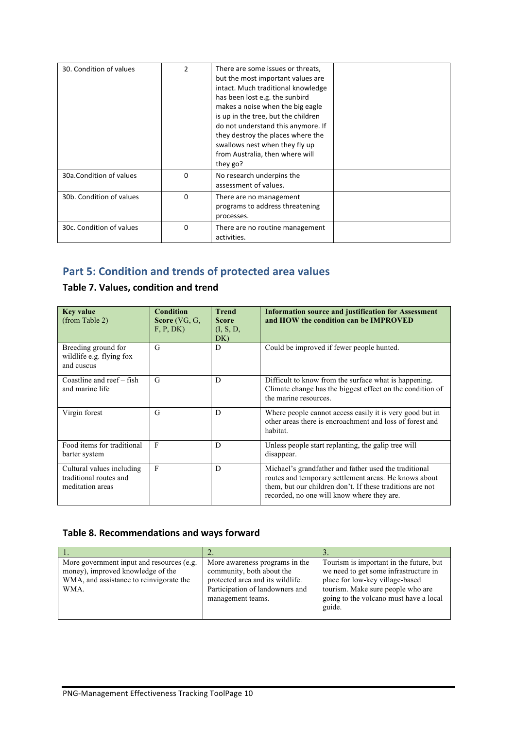| 30. Condition of values | 2 | There are some issues or threats, but the most important values are intact. Much traditional knowledge has been lost e.g. the sunbird makes a noise when the big eagle is up in the tree, but the children do not understand this anymore. If they destroy the places where the swallows nest when they fly up from Australia, then where will they go? | |
|---|---|---|---|
| 30a.Condition of values | 0 | No research underpins the assessment of values. | |
| 30b. Condition of values | 0 | There are no management programs to address threatening processes. | |
| 30c. Condition of values | 0 | There are no routine management activities. | |

## Part 5: Condition and trends of protected area values

### Table 7. Values, condition and trend

| **Key value** (from Table 2) | **Condition Score** (VG, G, F, P, DK) | **Trend Score** (I, S, D, DK) | **Information source and justification for Assessment and HOW the condition can be IMPROVED** |
|---|---|---|---|
| Breeding ground for wildlife e.g. flying fox and cuscus | G | D | Could be improved if fewer people hunted. |
| Coastline and reef – fish and marine life | G | D | Difficult to know from the surface what is happening. Climate change has the biggest effect on the condition of the marine resources. |
| Virgin forest | G | D | Where people cannot access easily it is very good but in other areas there is encroachment and loss of forest and habitat. |
| Food items for traditional barter system | F | D | Unless people start replanting, the galip tree will disappear. |
| Cultural values including traditional routes and meditation areas | F | D | Michael's grandfather and father used the traditional routes and temporary settlement areas. He knows about them, but our children don't. If these traditions are not recorded, no one will know where they are. |

### Table 8. Recommendations and ways forward

| 1. | 2. | 3. |
|---|---|---|
| More government input and resources (e.g. money), improved knowledge of the WMA, and assistance to reinvigorate the WMA. | More awareness programs in the community, both about the protected area and its wildlife. Participation of landowners and management teams. | Tourism is important in the future, but we need to get some infrastructure in place for low-key village-based tourism. Make sure people who are going to the volcano must have a local guide. |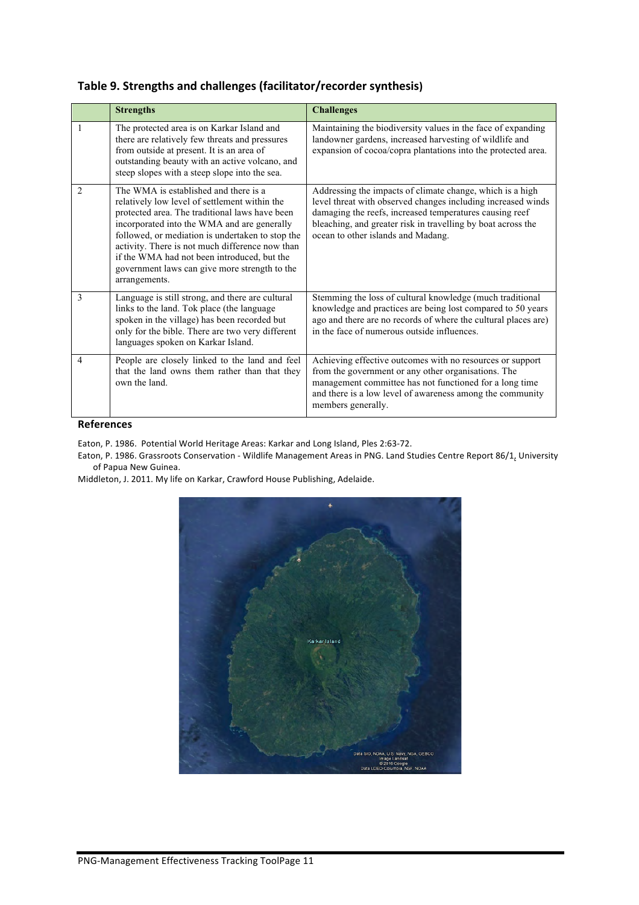## Table 9. Strengths and challenges (facilitator/recorder synthesis)

| | Strengths | Challenges |
|---|---|---|
| 1 | The protected area is on Karkar Island and there are relatively few threats and pressures from outside at present. It is an area of outstanding beauty with an active volcano, and steep slopes with a steep slope into the sea. | Maintaining the biodiversity values in the face of expanding landowner gardens, increased harvesting of wildlife and expansion of cocoa/copra plantations into the protected area. |
| 2 | The WMA is established and there is a relatively low level of settlement within the protected area. The traditional laws have been incorporated into the WMA and are generally followed, or mediation is undertaken to stop the activity. There is not much difference now than if the WMA had not been introduced, but the government laws can give more strength to the arrangements. | Addressing the impacts of climate change, which is a high level threat with observed changes including increased winds damaging the reefs, increased temperatures causing reef bleaching, and greater risk in travelling by boat across the ocean to other islands and Madang. |
| 3 | Language is still strong, and there are cultural links to the land. Tok place (the language spoken in the village) has been recorded but only for the bible. There are two very different languages spoken on Karkar Island. | Stemming the loss of cultural knowledge (much traditional knowledge and practices are being lost compared to 50 years ago and there are no records of where the cultural places are) in the face of numerous outside influences. |
| 4 | People are closely linked to the land and feel that the land owns them rather than that they own the land. | Achieving effective outcomes with no resources or support from the government or any other organisations. The management committee has not functioned for a long time and there is a low level of awareness among the community members generally. |

## References

Eaton, P. 1986. Potential World Heritage Areas: Karkar and Long Island, Ples 2:63-72.

Eaton, P. 1986. Grassroots Conservation - Wildlife Management Areas in PNG. Land Studies Centre Report 86/1, University of Papua New Guinea.

Middleton, J. 2011. My life on Karkar, Crawford House Publishing, Adelaide.

Karkar Island

Data SIO, NOAA, U.S. Navy, NGA, GEBCO
Image Landsat
© 2016 Google
Data LDEO-Columbia, NSF, NOAA